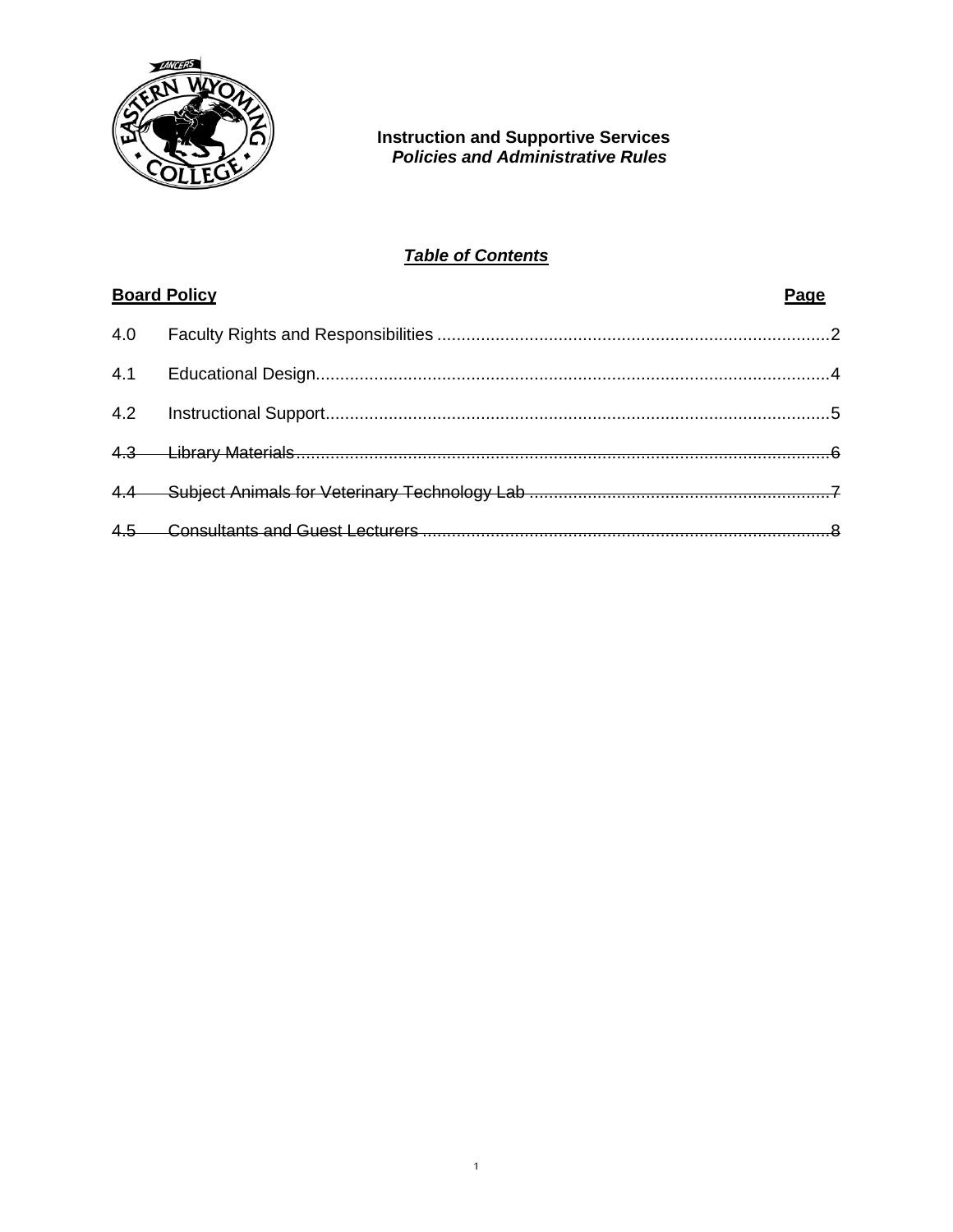**Instruction and Supportive Services**
***Policies and Administrative Rules***

## ***Table of Contents***

| **Board Policy** | | **Page** |
|---|---|---|
| 4.0 | Faculty Rights and Responsibilities | 2 |
| 4.1 | Educational Design | 4 |
| 4.2 | Instructional Support | 5 |
| ~~4.3~~ | ~~Library Materials~~ | ~~6~~ |
| ~~4.4~~ | ~~Subject Animals for Veterinary Technology Lab~~ | ~~7~~ |
| ~~4.5~~ | ~~Consultants and Guest Lecturers~~ | ~~8~~ |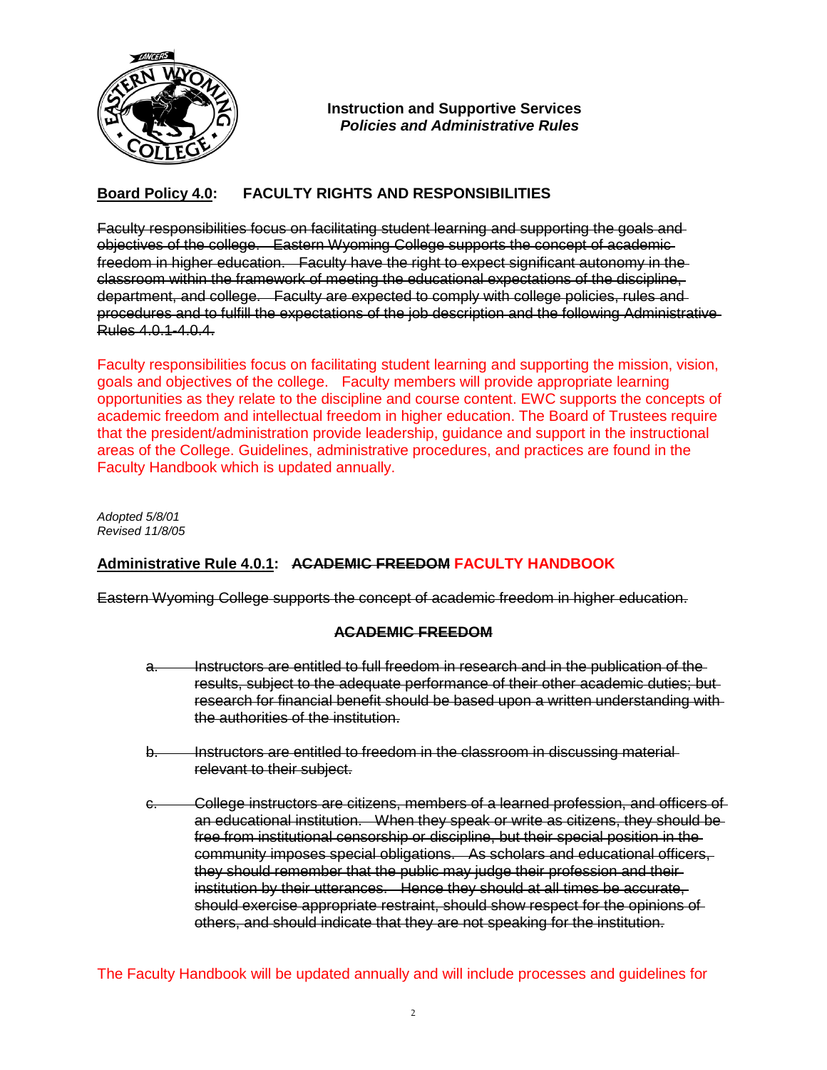**Instruction and Supportive Services**
***Policies and Administrative Rules***

## Board Policy 4.0: FACULTY RIGHTS AND RESPONSIBILITIES

~~Faculty responsibilities focus on facilitating student learning and supporting the goals and objectives of the college. Eastern Wyoming College supports the concept of academic freedom in higher education. Faculty have the right to expect significant autonomy in the classroom within the framework of meeting the educational expectations of the discipline, department, and college. Faculty are expected to comply with college policies, rules and procedures and to fulfill the expectations of the job description and the following Administrative Rules 4.0.1-4.0.4.~~

Faculty responsibilities focus on facilitating student learning and supporting the mission, vision, goals and objectives of the college. Faculty members will provide appropriate learning opportunities as they relate to the discipline and course content. EWC supports the concepts of academic freedom and intellectual freedom in higher education. The Board of Trustees require that the president/administration provide leadership, guidance and support in the instructional areas of the College. Guidelines, administrative procedures, and practices are found in the Faculty Handbook which is updated annually.

*Adopted 5/8/01*
*Revised 11/8/05*

## Administrative Rule 4.0.1: ~~ACADEMIC FREEDOM~~ FACULTY HANDBOOK

~~Eastern Wyoming College supports the concept of academic freedom in higher education.~~

**~~ACADEMIC FREEDOM~~**

~~a. Instructors are entitled to full freedom in research and in the publication of the results, subject to the adequate performance of their other academic duties; but research for financial benefit should be based upon a written understanding with the authorities of the institution.~~

~~b. Instructors are entitled to freedom in the classroom in discussing material relevant to their subject.~~

~~c. College instructors are citizens, members of a learned profession, and officers of an educational institution. When they speak or write as citizens, they should be free from institutional censorship or discipline, but their special position in the community imposes special obligations. As scholars and educational officers, they should remember that the public may judge their profession and their institution by their utterances. Hence they should at all times be accurate, should exercise appropriate restraint, should show respect for the opinions of others, and should indicate that they are not speaking for the institution.~~

The Faculty Handbook will be updated annually and will include processes and guidelines for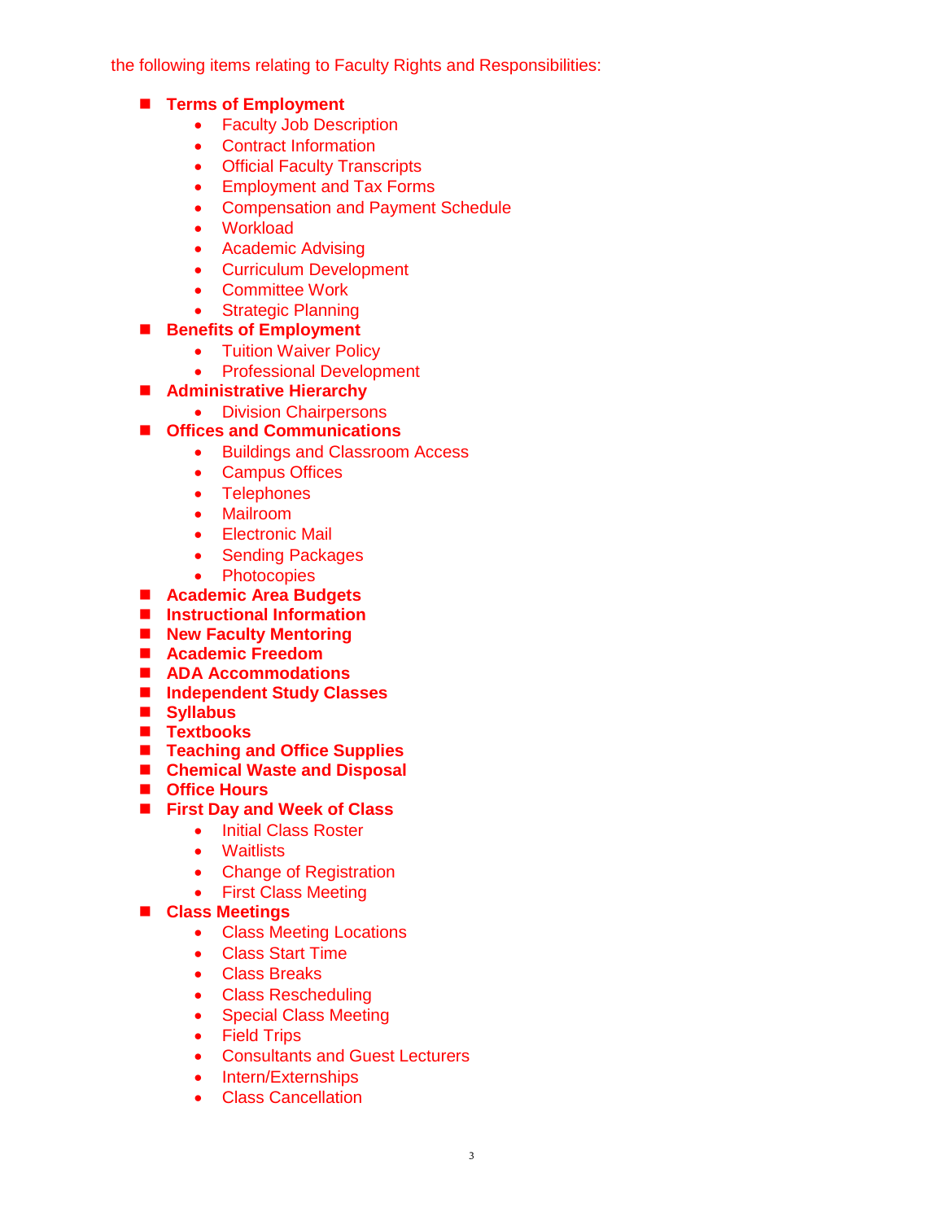the following items relating to Faculty Rights and Responsibilities:

- **Terms of Employment**
  - Faculty Job Description
  - Contract Information
  - Official Faculty Transcripts
  - Employment and Tax Forms
  - Compensation and Payment Schedule
  - Workload
  - Academic Advising
  - Curriculum Development
  - Committee Work
  - Strategic Planning
- **Benefits of Employment**
  - Tuition Waiver Policy
  - Professional Development
- **Administrative Hierarchy**
  - Division Chairpersons
- **Offices and Communications**
  - Buildings and Classroom Access
  - Campus Offices
  - Telephones
  - Mailroom
  - Electronic Mail
  - Sending Packages
  - Photocopies
- **Academic Area Budgets**
- **Instructional Information**
- **New Faculty Mentoring**
- **Academic Freedom**
- **ADA Accommodations**
- **Independent Study Classes**
- **Syllabus**
- **Textbooks**
- **Teaching and Office Supplies**
- **Chemical Waste and Disposal**
- **Office Hours**
- **First Day and Week of Class**
  - Initial Class Roster
  - Waitlists
  - Change of Registration
  - First Class Meeting
- **Class Meetings**
  - Class Meeting Locations
  - Class Start Time
  - Class Breaks
  - Class Rescheduling
  - Special Class Meeting
  - Field Trips
  - Consultants and Guest Lecturers
  - Intern/Externships
  - Class Cancellation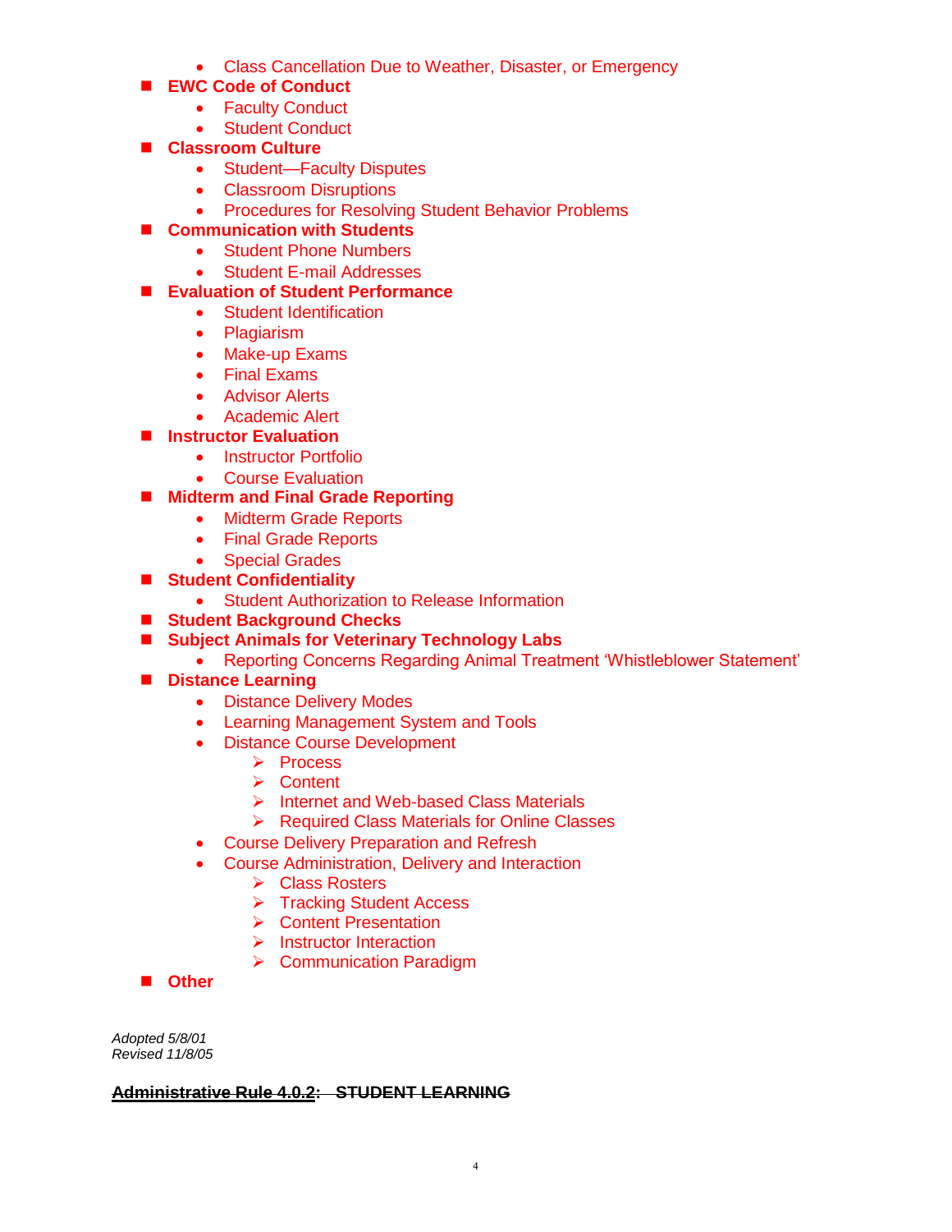- Class Cancellation Due to Weather, Disaster, or Emergency
- **EWC Code of Conduct**
  - Faculty Conduct
  - Student Conduct
- **Classroom Culture**
  - Student—Faculty Disputes
  - Classroom Disruptions
  - Procedures for Resolving Student Behavior Problems
- **Communication with Students**
  - Student Phone Numbers
  - Student E-mail Addresses
- **Evaluation of Student Performance**
  - Student Identification
  - Plagiarism
  - Make-up Exams
  - Final Exams
  - Advisor Alerts
  - Academic Alert
- **Instructor Evaluation**
  - Instructor Portfolio
  - Course Evaluation
- **Midterm and Final Grade Reporting**
  - Midterm Grade Reports
  - Final Grade Reports
  - Special Grades
- **Student Confidentiality**
  - Student Authorization to Release Information
- **Student Background Checks**
- **Subject Animals for Veterinary Technology Labs**
  - Reporting Concerns Regarding Animal Treatment 'Whistleblower Statement'
- **Distance Learning**
  - Distance Delivery Modes
  - Learning Management System and Tools
  - Distance Course Development
    - Process
    - Content
    - Internet and Web-based Class Materials
    - Required Class Materials for Online Classes
  - Course Delivery Preparation and Refresh
  - Course Administration, Delivery and Interaction
    - Class Rosters
    - Tracking Student Access
    - Content Presentation
    - Instructor Interaction
    - Communication Paradigm
- **Other**

*Adopted 5/8/01*
*Revised 11/8/05*

~~**Administrative Rule 4.0.2: STUDENT LEARNING**~~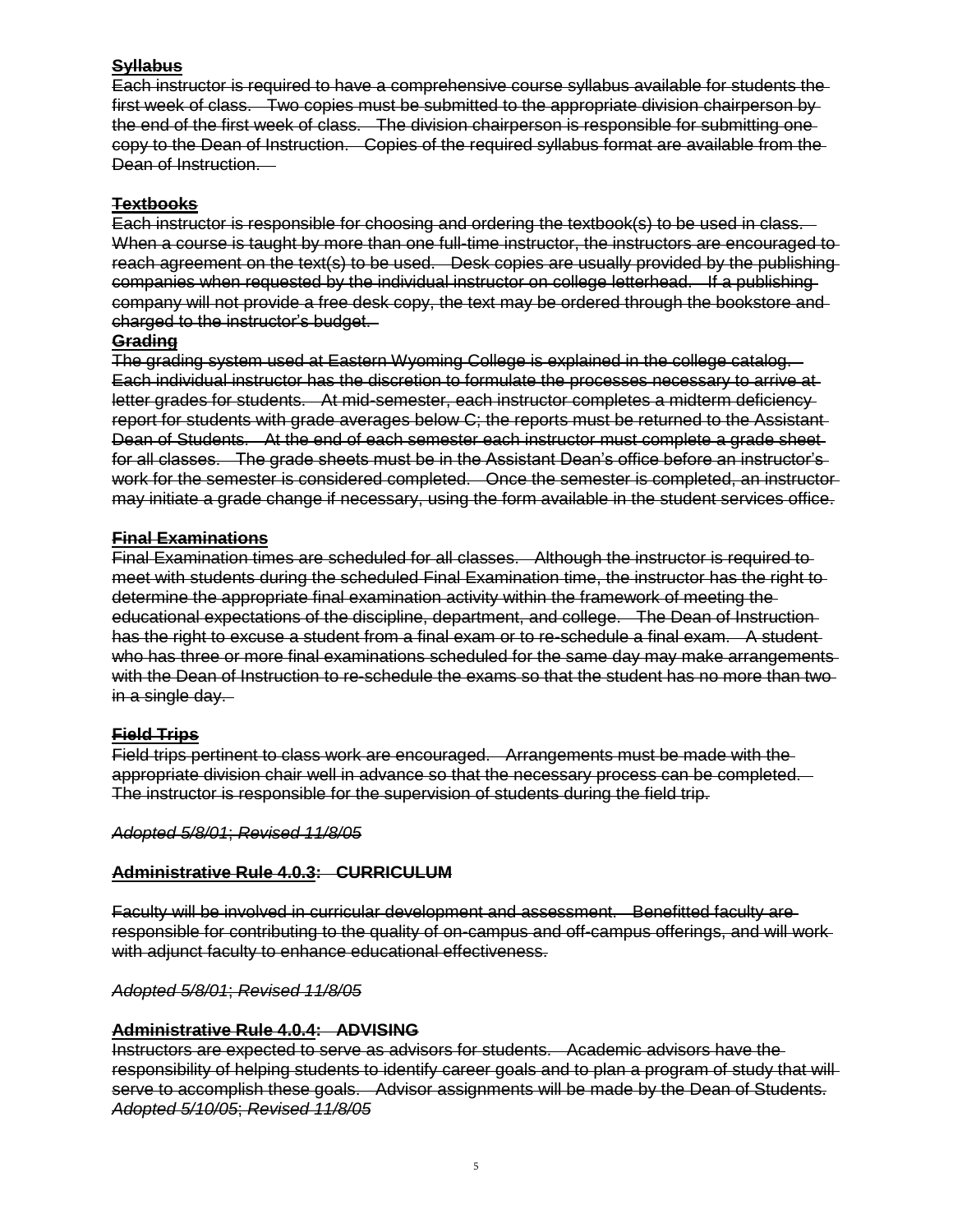**~~Syllabus~~**

~~Each instructor is required to have a comprehensive course syllabus available for students the first week of class. Two copies must be submitted to the appropriate division chairperson by the end of the first week of class. The division chairperson is responsible for submitting one copy to the Dean of Instruction. Copies of the required syllabus format are available from the Dean of Instruction.~~

**~~Textbooks~~**

~~Each instructor is responsible for choosing and ordering the textbook(s) to be used in class. When a course is taught by more than one full-time instructor, the instructors are encouraged to reach agreement on the text(s) to be used. Desk copies are usually provided by the publishing companies when requested by the individual instructor on college letterhead. If a publishing company will not provide a free desk copy, the text may be ordered through the bookstore and charged to the instructor's budget.~~

**~~Grading~~**

~~The grading system used at Eastern Wyoming College is explained in the college catalog. Each individual instructor has the discretion to formulate the processes necessary to arrive at letter grades for students. At mid-semester, each instructor completes a midterm deficiency report for students with grade averages below C; the reports must be returned to the Assistant Dean of Students. At the end of each semester each instructor must complete a grade sheet for all classes. The grade sheets must be in the Assistant Dean's office before an instructor's work for the semester is considered completed. Once the semester is completed, an instructor may initiate a grade change if necessary, using the form available in the student services office.~~

**~~Final Examinations~~**

~~Final Examination times are scheduled for all classes. Although the instructor is required to meet with students during the scheduled Final Examination time, the instructor has the right to determine the appropriate final examination activity within the framework of meeting the educational expectations of the discipline, department, and college. The Dean of Instruction has the right to excuse a student from a final exam or to re-schedule a final exam. A student who has three or more final examinations scheduled for the same day may make arrangements with the Dean of Instruction to re-schedule the exams so that the student has no more than two in a single day.~~

**~~Field Trips~~**

~~Field trips pertinent to class work are encouraged. Arrangements must be made with the appropriate division chair well in advance so that the necessary process can be completed. The instructor is responsible for the supervision of students during the field trip.~~

*~~Adopted 5/8/01; Revised 11/8/05~~*

**~~Administrative Rule 4.0.3: CURRICULUM~~**

~~Faculty will be involved in curricular development and assessment. Benefitted faculty are responsible for contributing to the quality of on-campus and off-campus offerings, and will work with adjunct faculty to enhance educational effectiveness.~~

*~~Adopted 5/8/01; Revised 11/8/05~~*

**~~Administrative Rule 4.0.4: ADVISING~~**

~~Instructors are expected to serve as advisors for students. Academic advisors have the responsibility of helping students to identify career goals and to plan a program of study that will serve to accomplish these goals. Advisor assignments will be made by the Dean of Students.~~

*~~Adopted 5/10/05; Revised 11/8/05~~*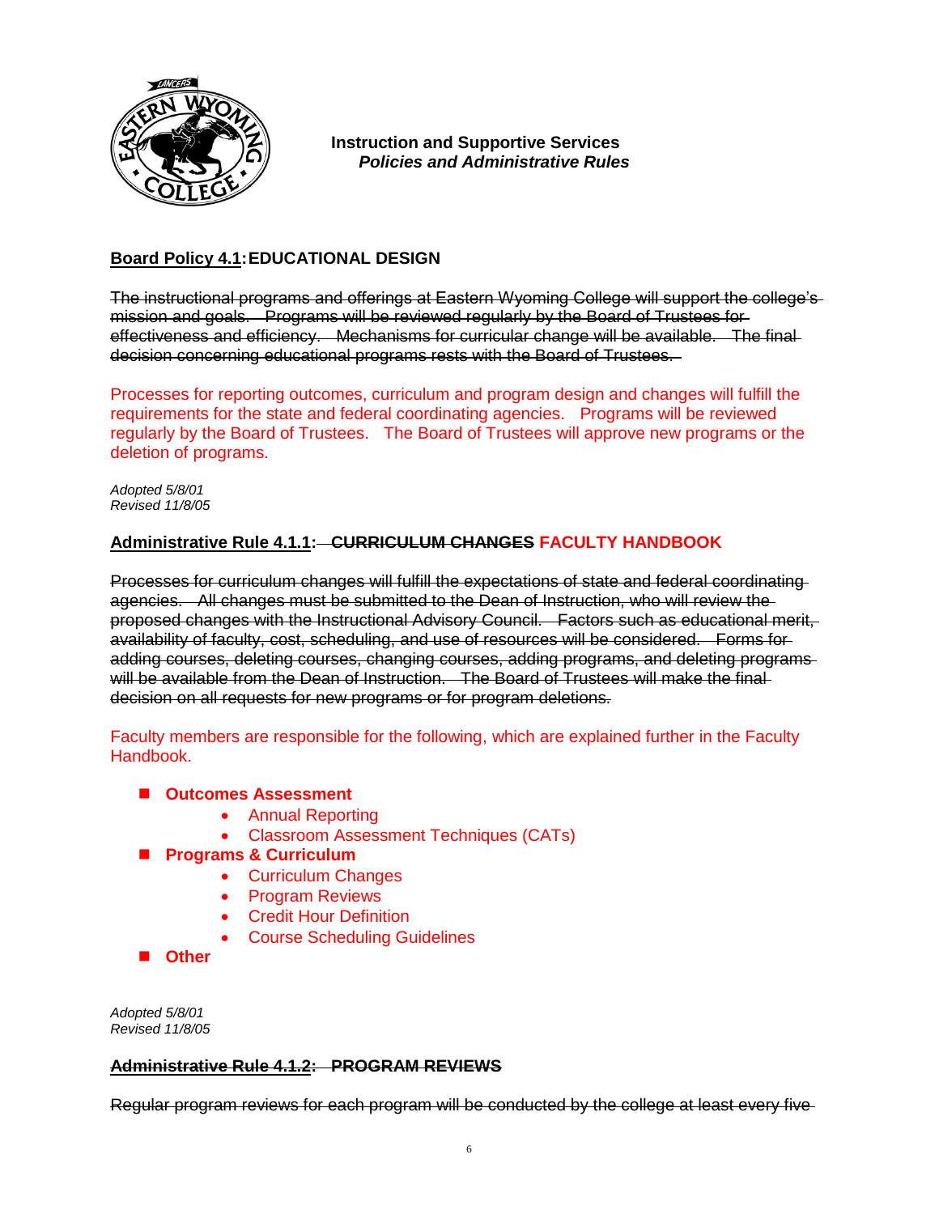**Instruction and Supportive Services**
***Policies and Administrative Rules***

## Board Policy 4.1: EDUCATIONAL DESIGN

~~The instructional programs and offerings at Eastern Wyoming College will support the college's mission and goals. Programs will be reviewed regularly by the Board of Trustees for effectiveness and efficiency. Mechanisms for curricular change will be available. The final decision concerning educational programs rests with the Board of Trustees.~~

Processes for reporting outcomes, curriculum and program design and changes will fulfill the requirements for the state and federal coordinating agencies. Programs will be reviewed regularly by the Board of Trustees. The Board of Trustees will approve new programs or the deletion of programs.

*Adopted 5/8/01*
*Revised 11/8/05*

## Administrative Rule 4.1.1: ~~CURRICULUM CHANGES~~ FACULTY HANDBOOK

~~Processes for curriculum changes will fulfill the expectations of state and federal coordinating agencies. All changes must be submitted to the Dean of Instruction, who will review the proposed changes with the Instructional Advisory Council. Factors such as educational merit, availability of faculty, cost, scheduling, and use of resources will be considered. Forms for adding courses, deleting courses, changing courses, adding programs, and deleting programs will be available from the Dean of Instruction. The Board of Trustees will make the final decision on all requests for new programs or for program deletions.~~

Faculty members are responsible for the following, which are explained further in the Faculty Handbook.

- **Outcomes Assessment**
  - Annual Reporting
  - Classroom Assessment Techniques (CATs)
- **Programs & Curriculum**
  - Curriculum Changes
  - Program Reviews
  - Credit Hour Definition
  - Course Scheduling Guidelines
- **Other**

*Adopted 5/8/01*
*Revised 11/8/05*

## ~~Administrative Rule 4.1.2: PROGRAM REVIEWS~~

~~Regular program reviews for each program will be conducted by the college at least every five~~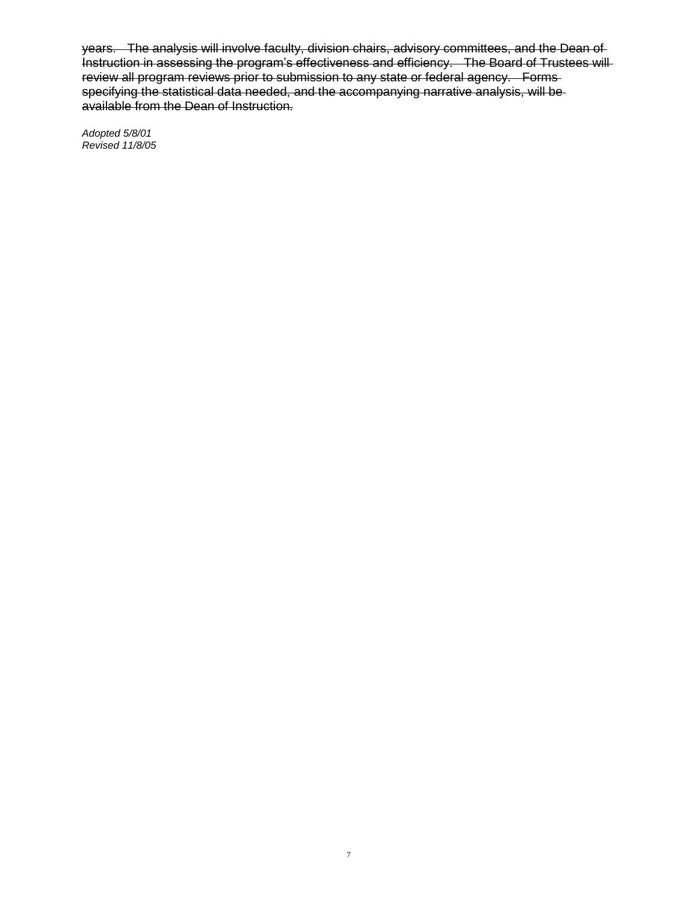~~years. The analysis will involve faculty, division chairs, advisory committees, and the Dean of Instruction in assessing the program's effectiveness and efficiency. The Board of Trustees will review all program reviews prior to submission to any state or federal agency. Forms specifying the statistical data needed, and the accompanying narrative analysis, will be available from the Dean of Instruction.~~

*Adopted 5/8/01*
*Revised 11/8/05*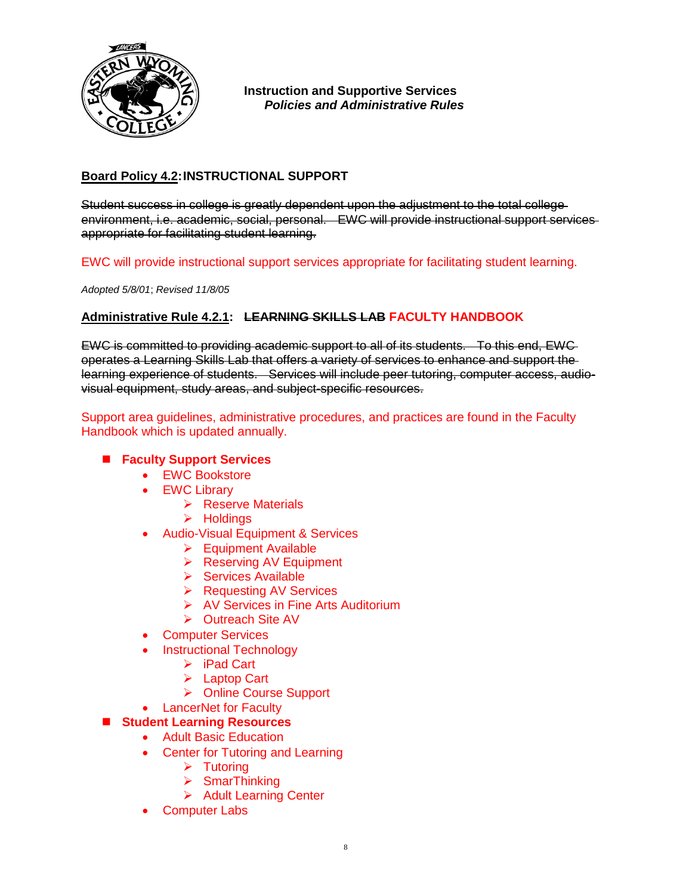Instruction and Supportive Services
*Policies and Administrative Rules*

## Board Policy 4.2: INSTRUCTIONAL SUPPORT

~~Student success in college is greatly dependent upon the adjustment to the total college environment, i.e. academic, social, personal. EWC will provide instructional support services appropriate for facilitating student learning.~~

EWC will provide instructional support services appropriate for facilitating student learning.

*Adopted 5/8/01*; *Revised 11/8/05*

## Administrative Rule 4.2.1: ~~LEARNING SKILLS LAB~~ FACULTY HANDBOOK

~~EWC is committed to providing academic support to all of its students. To this end, EWC operates a Learning Skills Lab that offers a variety of services to enhance and support the learning experience of students. Services will include peer tutoring, computer access, audio-visual equipment, study areas, and subject-specific resources.~~

Support area guidelines, administrative procedures, and practices are found in the Faculty Handbook which is updated annually.

- **Faculty Support Services**
  - EWC Bookstore
  - EWC Library
    - Reserve Materials
    - Holdings
  - Audio-Visual Equipment & Services
    - Equipment Available
    - Reserving AV Equipment
    - Services Available
    - Requesting AV Services
    - AV Services in Fine Arts Auditorium
    - Outreach Site AV
  - Computer Services
  - Instructional Technology
    - iPad Cart
    - Laptop Cart
    - Online Course Support
  - LancerNet for Faculty
- **Student Learning Resources**
  - Adult Basic Education
  - Center for Tutoring and Learning
    - Tutoring
    - SmarThinking
    - Adult Learning Center
  - Computer Labs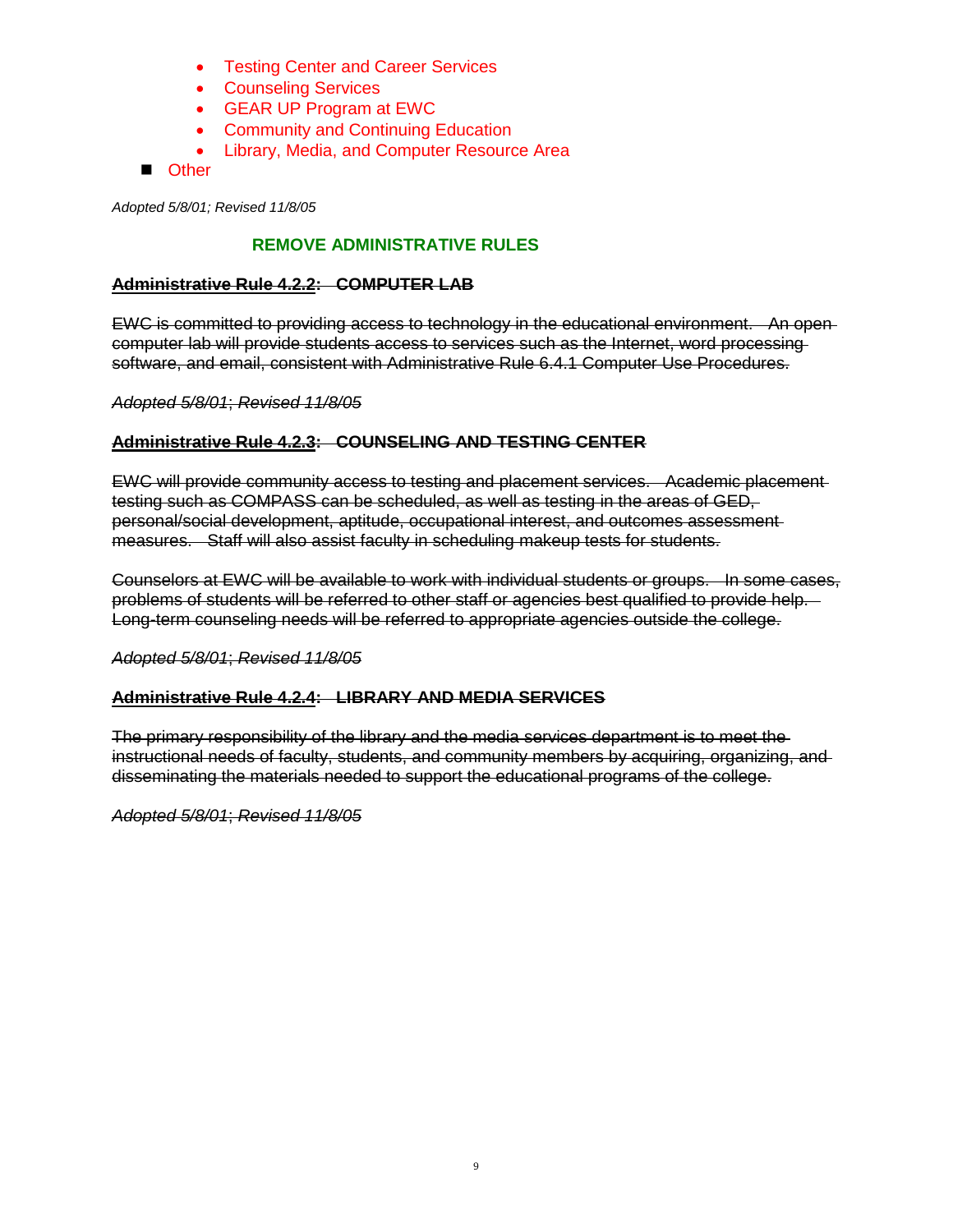- Testing Center and Career Services
  - Counseling Services
  - GEAR UP Program at EWC
  - Community and Continuing Education
  - Library, Media, and Computer Resource Area
- Other

*Adopted 5/8/01; Revised 11/8/05*

**REMOVE ADMINISTRATIVE RULES**

~~**Administrative Rule 4.2.2: COMPUTER LAB**~~

~~EWC is committed to providing access to technology in the educational environment. An open computer lab will provide students access to services such as the Internet, word processing software, and email, consistent with Administrative Rule 6.4.1 Computer Use Procedures.~~

~~*Adopted 5/8/01; Revised 11/8/05*~~

~~**Administrative Rule 4.2.3: COUNSELING AND TESTING CENTER**~~

~~EWC will provide community access to testing and placement services. Academic placement testing such as COMPASS can be scheduled, as well as testing in the areas of GED, personal/social development, aptitude, occupational interest, and outcomes assessment measures. Staff will also assist faculty in scheduling makeup tests for students.~~

~~Counselors at EWC will be available to work with individual students or groups. In some cases, problems of students will be referred to other staff or agencies best qualified to provide help. Long-term counseling needs will be referred to appropriate agencies outside the college.~~

~~*Adopted 5/8/01; Revised 11/8/05*~~

~~**Administrative Rule 4.2.4: LIBRARY AND MEDIA SERVICES**~~

~~The primary responsibility of the library and the media services department is to meet the instructional needs of faculty, students, and community members by acquiring, organizing, and disseminating the materials needed to support the educational programs of the college.~~

~~*Adopted 5/8/01; Revised 11/8/05*~~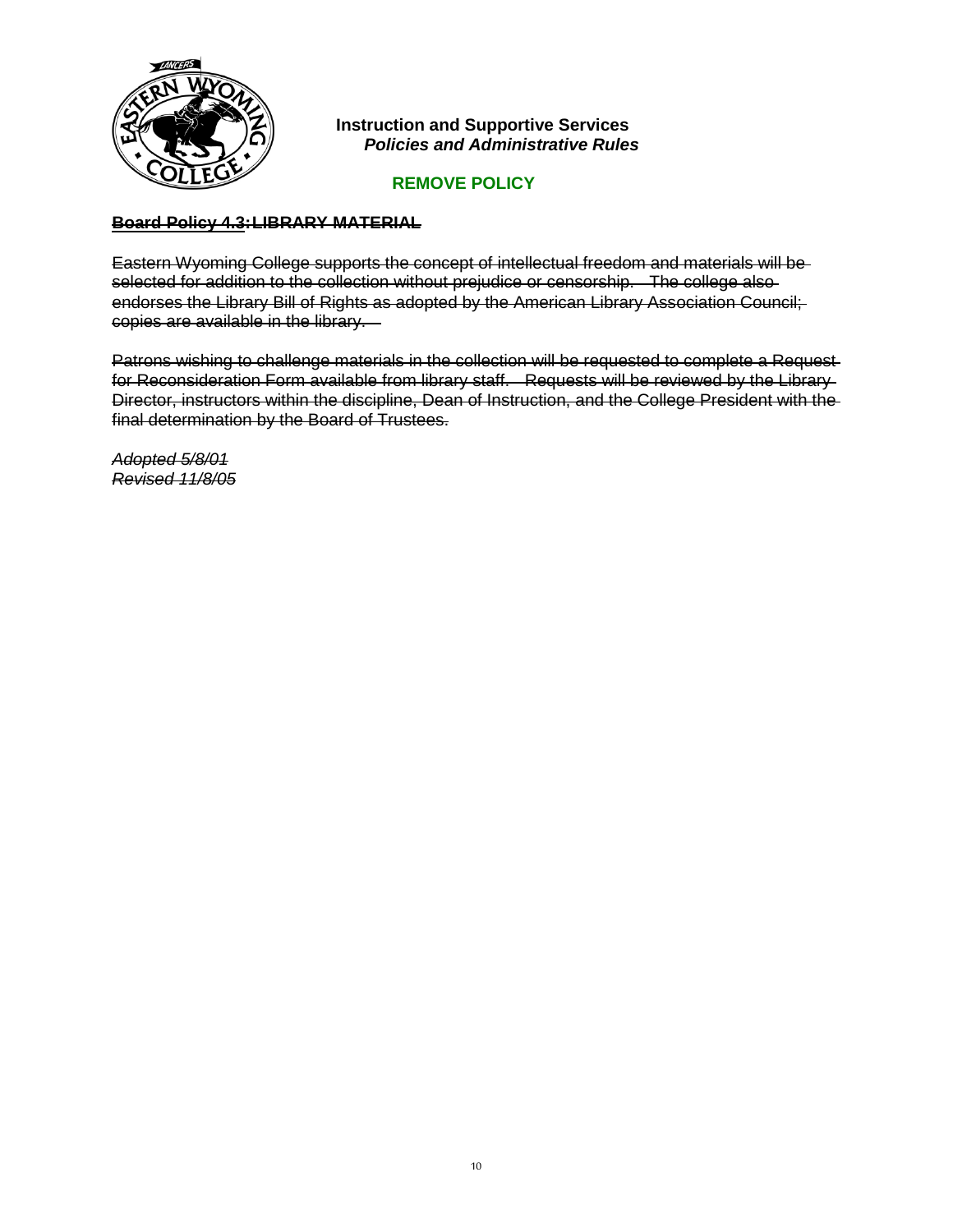**Instruction and Supportive Services**
***Policies and Administrative Rules***

**REMOVE POLICY**

~~**Board Policy 4.3: LIBRARY MATERIAL**~~

~~Eastern Wyoming College supports the concept of intellectual freedom and materials will be selected for addition to the collection without prejudice or censorship. The college also endorses the Library Bill of Rights as adopted by the American Library Association Council; copies are available in the library.~~

~~Patrons wishing to challenge materials in the collection will be requested to complete a Request for Reconsideration Form available from library staff. Requests will be reviewed by the Library Director, instructors within the discipline, Dean of Instruction, and the College President with the final determination by the Board of Trustees.~~

~~*Adopted 5/8/01*~~
~~*Revised 11/8/05*~~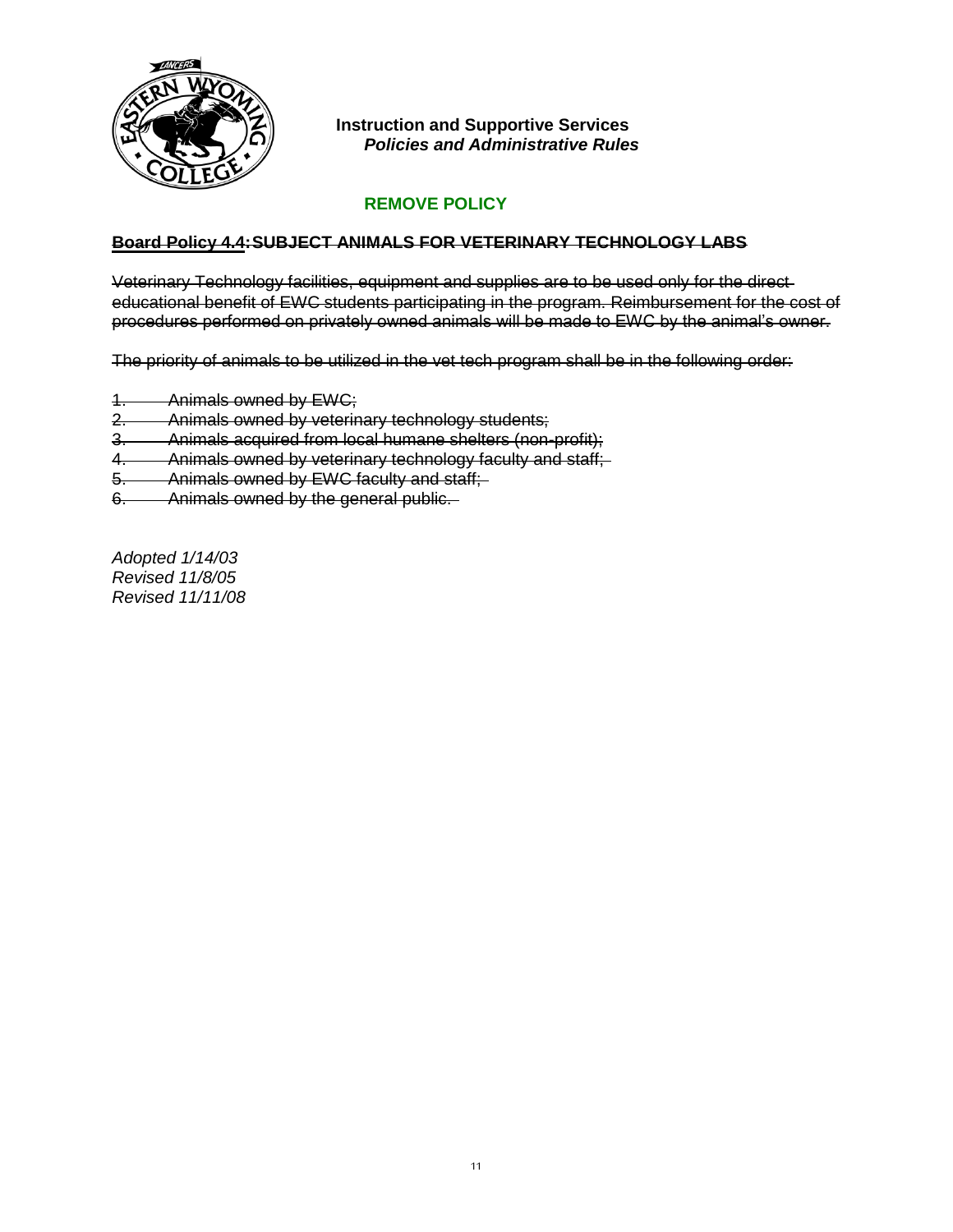**Instruction and Supportive Services**
***Policies and Administrative Rules***

**REMOVE POLICY**

~~**Board Policy 4.4: SUBJECT ANIMALS FOR VETERINARY TECHNOLOGY LABS**~~

~~Veterinary Technology facilities, equipment and supplies are to be used only for the direct educational benefit of EWC students participating in the program. Reimbursement for the cost of procedures performed on privately owned animals will be made to EWC by the animal's owner.~~

~~The priority of animals to be utilized in the vet tech program shall be in the following order:~~

1. ~~Animals owned by EWC;~~
2. ~~Animals owned by veterinary technology students;~~
3. ~~Animals acquired from local humane shelters (non-profit);~~
4. ~~Animals owned by veterinary technology faculty and staff;~~
5. ~~Animals owned by EWC faculty and staff;~~
6. ~~Animals owned by the general public.~~

*Adopted 1/14/03*
*Revised 11/8/05*
*Revised 11/11/08*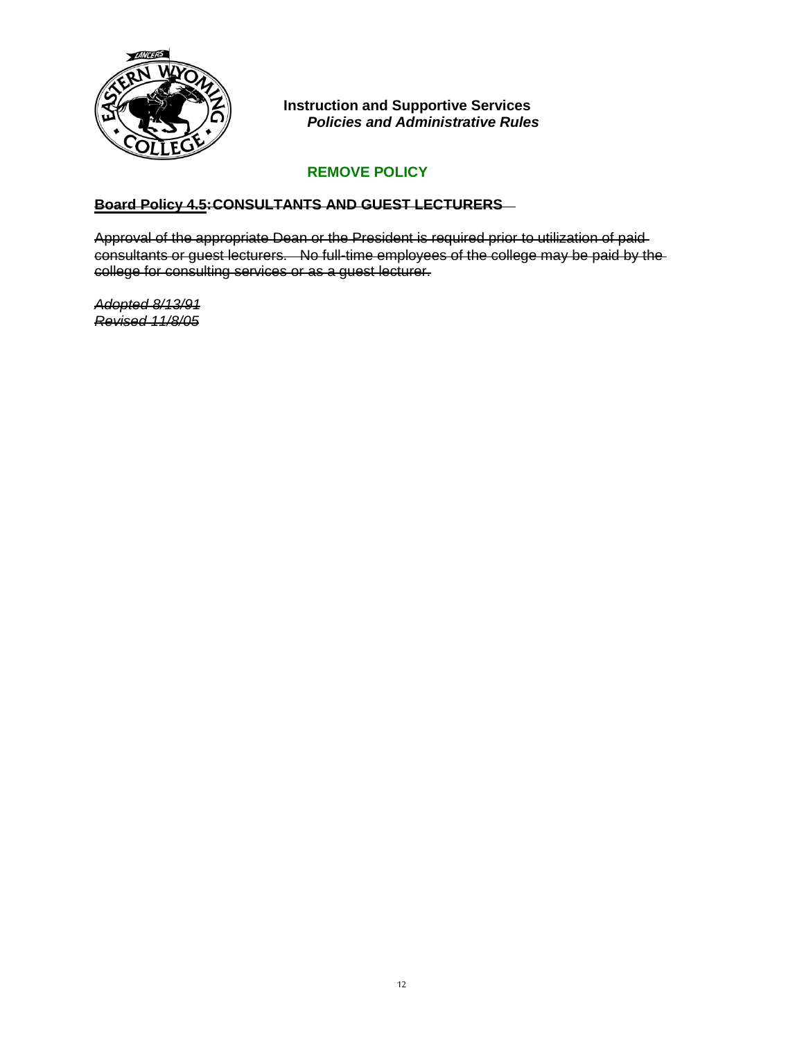**Instruction and Supportive Services**
***Policies and Administrative Rules***

**REMOVE POLICY**

~~**Board Policy 4.5: CONSULTANTS AND GUEST LECTURERS**~~

~~Approval of the appropriate Dean or the President is required prior to utilization of paid consultants or guest lecturers. No full-time employees of the college may be paid by the college for consulting services or as a guest lecturer.~~

~~*Adopted 8/13/91*~~
~~*Revised 11/8/05*~~